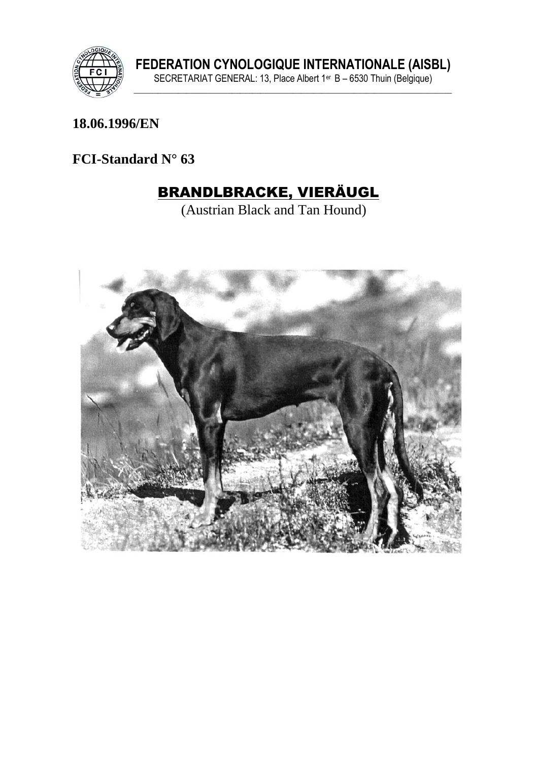**FEDERATION CYNOLOGIQUE INTERNATIONALE (AISBL)**

SECRETARIAT GENERAL: 13, Place Albert 1er B – 6530 Thuin (Belgique)

**18.06.1996/EN**

**FCI-Standard N° 63**

# BRANDLBRACKE, VIERÄUGL

(Austrian Black and Tan Hound)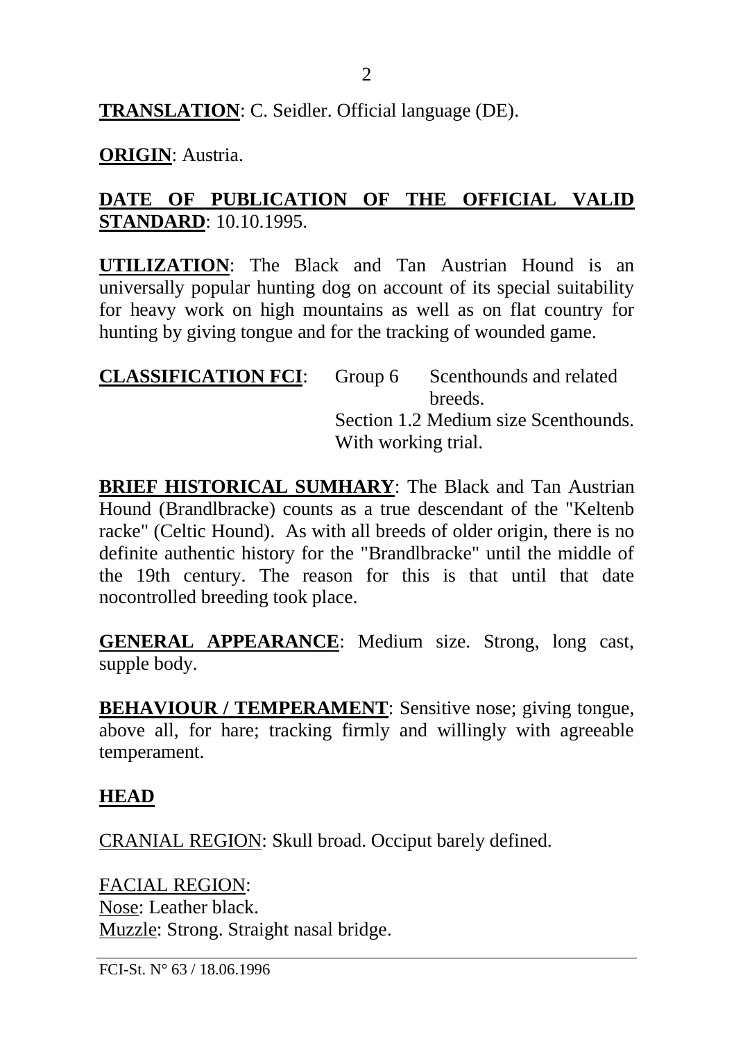**TRANSLATION**: C. Seidler. Official language (DE).

**ORIGIN**: Austria.

**DATE OF PUBLICATION OF THE OFFICIAL VALID STANDARD**: 10.10.1995.

**UTILIZATION**: The Black and Tan Austrian Hound is an universally popular hunting dog on account of its special suitability for heavy work on high mountains as well as on flat country for hunting by giving tongue and for the tracking of wounded game.

**CLASSIFICATION FCI**: Group 6 Scenthounds and related breeds.
Section 1.2 Medium size Scenthounds.
With working trial.

**BRIEF HISTORICAL SUMHARY**: The Black and Tan Austrian Hound (Brandlbracke) counts as a true descendant of the "Keltenb racke" (Celtic Hound). As with all breeds of older origin, there is no definite authentic history for the "Brandlbracke" until the middle of the 19th century. The reason for this is that until that date nocontrolled breeding took place.

**GENERAL APPEARANCE**: Medium size. Strong, long cast, supple body.

**BEHAVIOUR / TEMPERAMENT**: Sensitive nose; giving tongue, above all, for hare; tracking firmly and willingly with agreeable temperament.

## HEAD

CRANIAL REGION: Skull broad. Occiput barely defined.

FACIAL REGION:
Nose: Leather black.
Muzzle: Strong. Straight nasal bridge.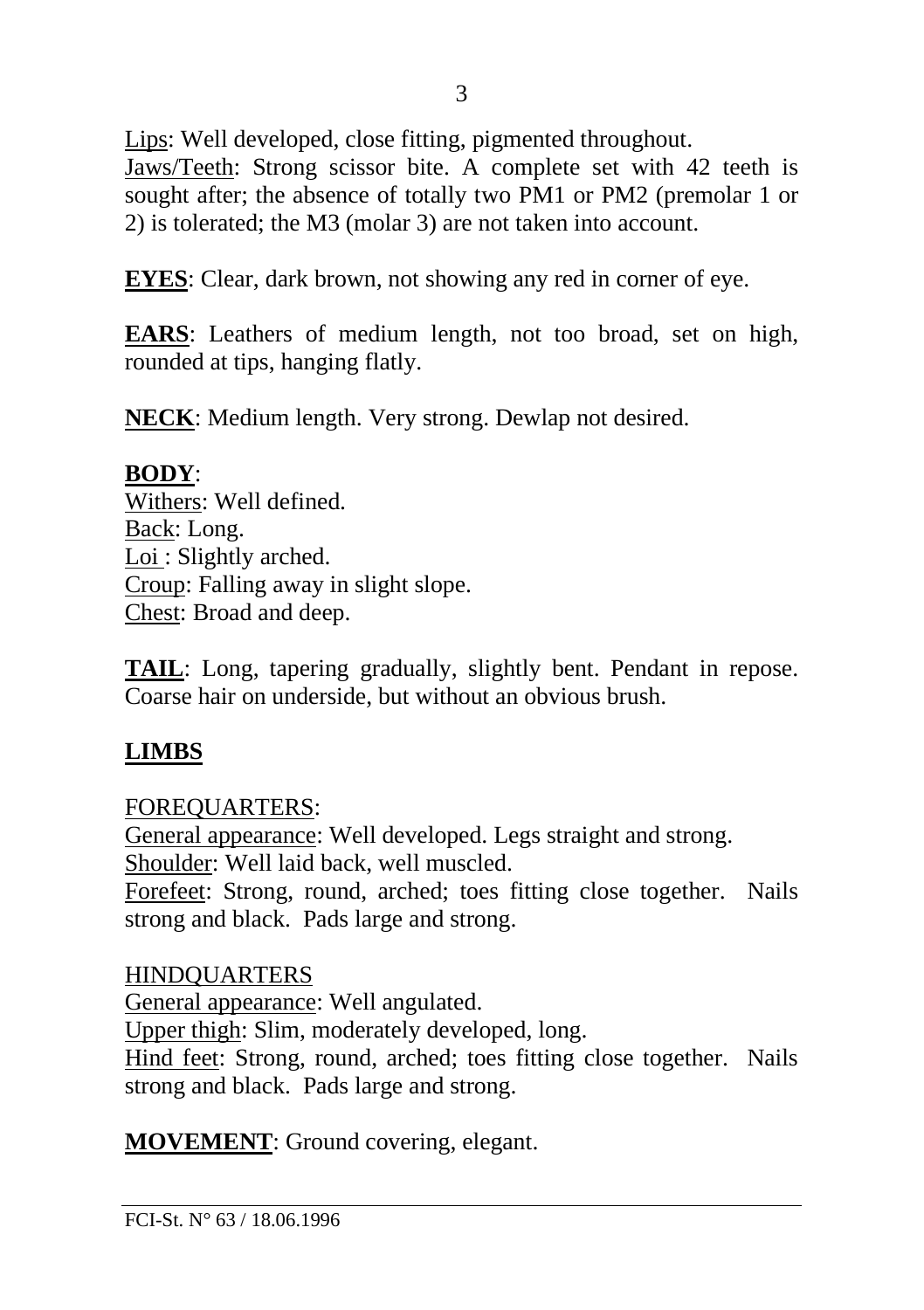Lips: Well developed, close fitting, pigmented throughout.
Jaws/Teeth: Strong scissor bite. A complete set with 42 teeth is sought after; the absence of totally two PM1 or PM2 (premolar 1 or 2) is tolerated; the M3 (molar 3) are not taken into account.

**EYES**: Clear, dark brown, not showing any red in corner of eye.

**EARS**: Leathers of medium length, not too broad, set on high, rounded at tips, hanging flatly.

**NECK**: Medium length. Very strong. Dewlap not desired.

**BODY**:
Withers: Well defined.
Back: Long.
Loi : Slightly arched.
Croup: Falling away in slight slope.
Chest: Broad and deep.

**TAIL**: Long, tapering gradually, slightly bent. Pendant in repose. Coarse hair on underside, but without an obvious brush.

## LIMBS

FOREQUARTERS:
General appearance: Well developed. Legs straight and strong.
Shoulder: Well laid back, well muscled.
Forefeet: Strong, round, arched; toes fitting close together. Nails strong and black. Pads large and strong.

HINDQUARTERS
General appearance: Well angulated.
Upper thigh: Slim, moderately developed, long.
Hind feet: Strong, round, arched; toes fitting close together. Nails strong and black. Pads large and strong.

**MOVEMENT**: Ground covering, elegant.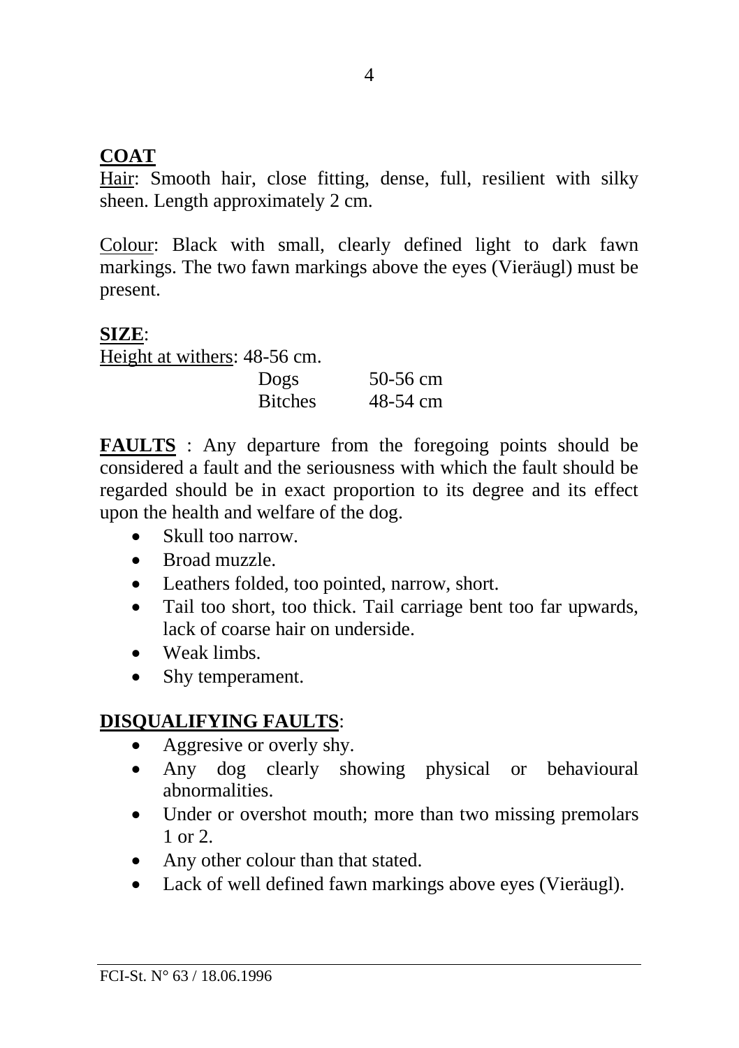**COAT**

Hair: Smooth hair, close fitting, dense, full, resilient with silky sheen. Length approximately 2 cm.

Colour: Black with small, clearly defined light to dark fawn markings. The two fawn markings above the eyes (Vieräugl) must be present.

**SIZE**:

Height at withers: 48-56 cm.

| | |
|---|---|
| Dogs | 50-56 cm |
| Bitches | 48-54 cm |

**FAULTS** : Any departure from the foregoing points should be considered a fault and the seriousness with which the fault should be regarded should be in exact proportion to its degree and its effect upon the health and welfare of the dog.

- Skull too narrow.
- Broad muzzle.
- Leathers folded, too pointed, narrow, short.
- Tail too short, too thick. Tail carriage bent too far upwards, lack of coarse hair on underside.
- Weak limbs.
- Shy temperament.

**DISQUALIFYING FAULTS**:

- Aggresive or overly shy.
- Any dog clearly showing physical or behavioural abnormalities.
- Under or overshot mouth; more than two missing premolars 1 or 2.
- Any other colour than that stated.
- Lack of well defined fawn markings above eyes (Vieräugl).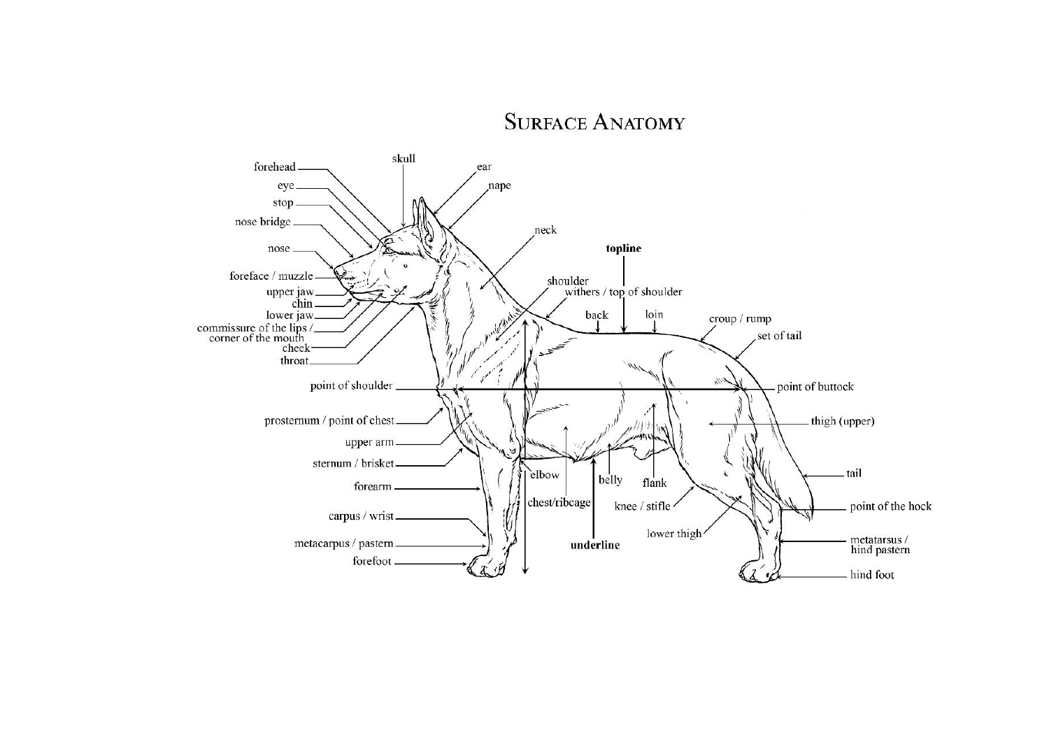# Surface Anatomy

forehead
eye
stop
nose bridge
nose
foreface / muzzle
upper jaw
chin
lower jaw
commissure of the lips / corner of the mouth
cheek
throat
skull
ear
nape
neck
topline
shoulder
withers / top of shoulder
back
loin
croup / rump
set of tail
point of shoulder
point of buttock
prosternum / point of chest
thigh (upper)
upper arm
sternum / brisket
elbow
belly
flank
tail
forearm
chest/ribcage
knee / stifle
point of the hock
carpus / wrist
lower thigh
metacarpus / pastern
underline
metatarsus / hind pastern
forefoot
hind foot